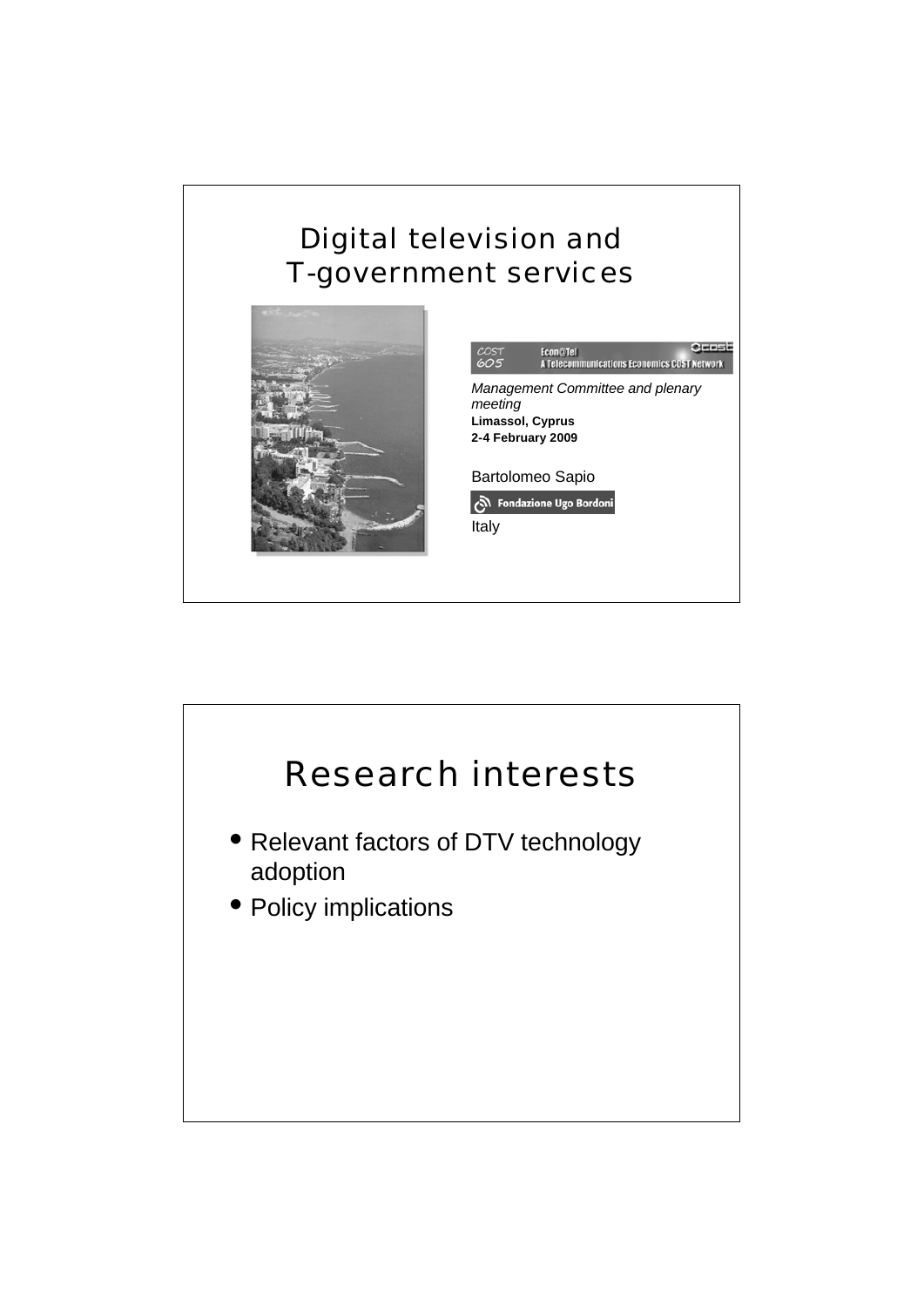# Digital television and T-government services

COST 605 — Econ@Tel — A Telecommunications Economics COST Network

*Management Committee and plenary meeting*

**Limassol, Cyprus**

**2-4 February 2009**

Bartolomeo Sapio

Fondazione Ugo Bordoni

Italy

# Research interests

- Relevant factors of DTV technology adoption
- Policy implications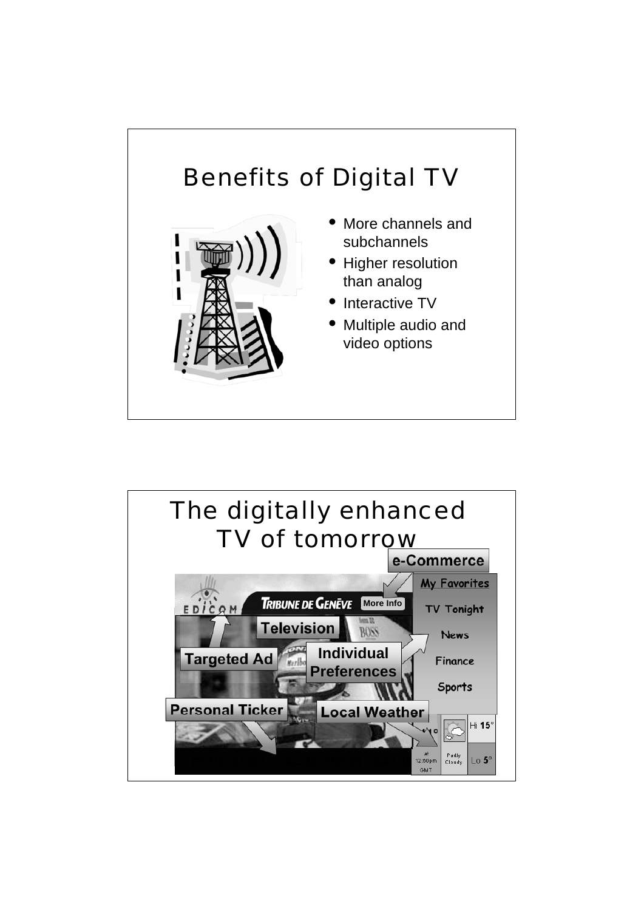# Benefits of Digital TV

- More channels and subchannels
- Higher resolution than analog
- Interactive TV
- Multiple audio and video options

# The digitally enhanced TV of tomorrow

e-Commerce

More Info

Television

Targeted Ad

Individual Preferences

Personal Ticker

Local Weather

My Favorites

TV Tonight

News

Finance

Sports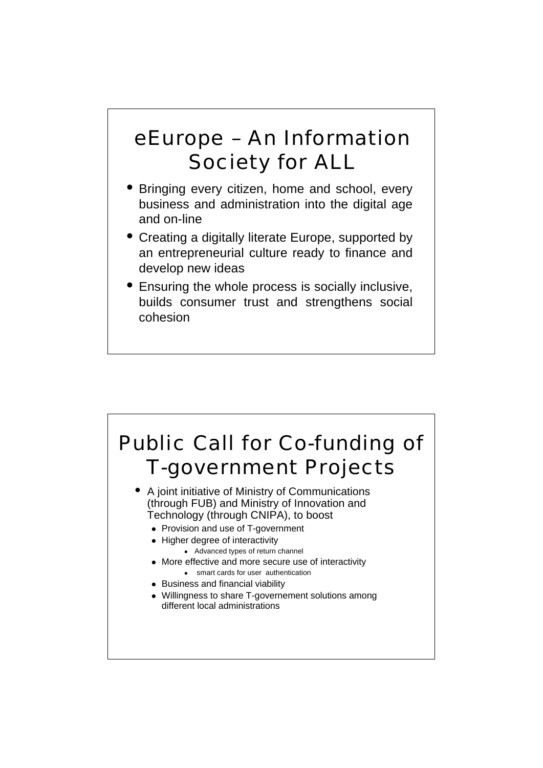# eEurope – An Information Society for ALL

- Bringing every citizen, home and school, every business and administration into the digital age and on-line
- Creating a digitally literate Europe, supported by an entrepreneurial culture ready to finance and develop new ideas
- Ensuring the whole process is socially inclusive, builds consumer trust and strengthens social cohesion

# Public Call for Co-funding of T-government Projects

- A joint initiative of Ministry of Communications (through FUB) and Ministry of Innovation and Technology (through CNIPA), to boost
  - Provision and use of T-government
  - Higher degree of interactivity
    - Advanced types of return channel
  - More effective and more secure use of interactivity
    - smart cards for user authentication
  - Business and financial viability
  - Willingness to share T-governement solutions among different local administrations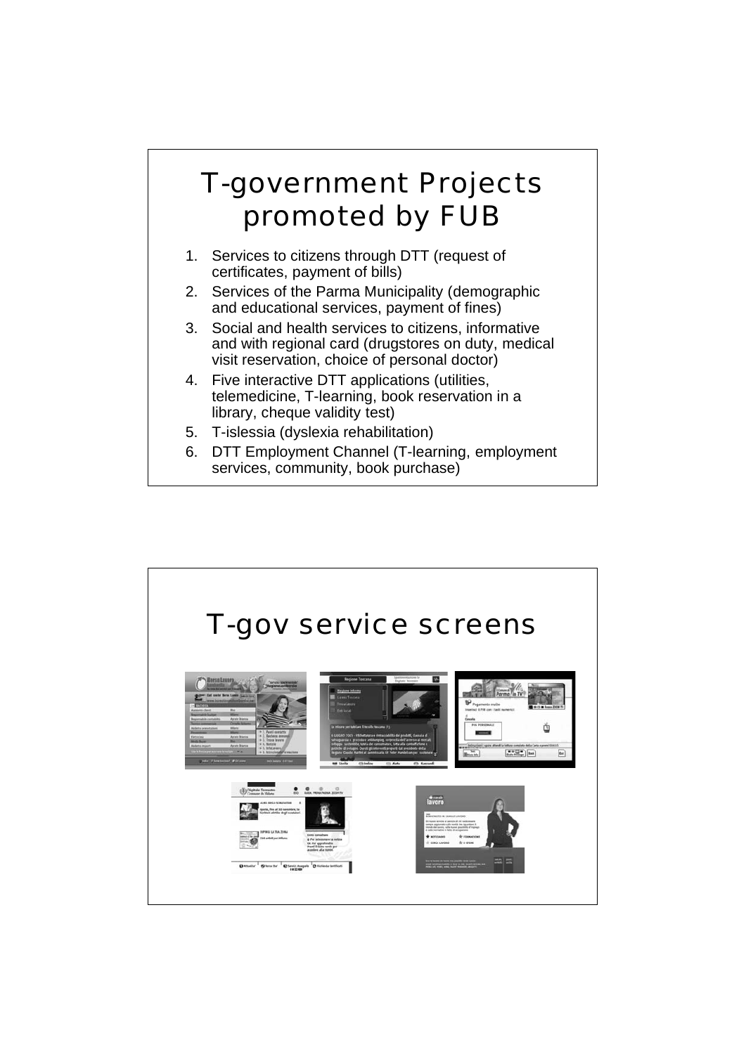# T-government Projects promoted by FUB

1. Services to citizens through DTT (request of certificates, payment of bills)
2. Services of the Parma Municipality (demographic and educational services, payment of fines)
3. Social and health services to citizens, informative and with regional card (drugstores on duty, medical visit reservation, choice of personal doctor)
4. Five interactive DTT applications (utilities, telemedicine, T-learning, book reservation in a library, cheque validity test)
5. T-islessia (dyslexia rehabilitation)
6. DTT Employment Channel (T-learning, employment services, community, book purchase)

# T-gov service screens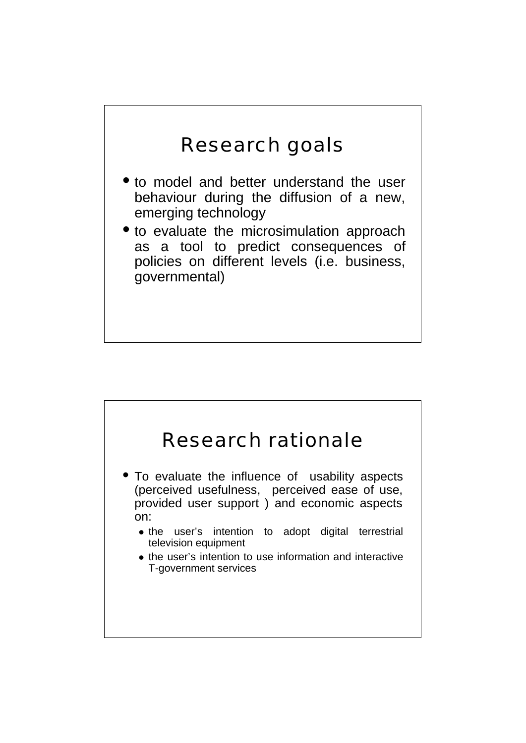## Research goals

- to model and better understand the user behaviour during the diffusion of a new, emerging technology
- to evaluate the microsimulation approach as a tool to predict consequences of policies on different levels (i.e. business, governmental)

## Research rationale

- To evaluate the influence of usability aspects (perceived usefulness, perceived ease of use, provided user support ) and economic aspects on:
  - the user's intention to adopt digital terrestrial television equipment
  - the user's intention to use information and interactive T-government services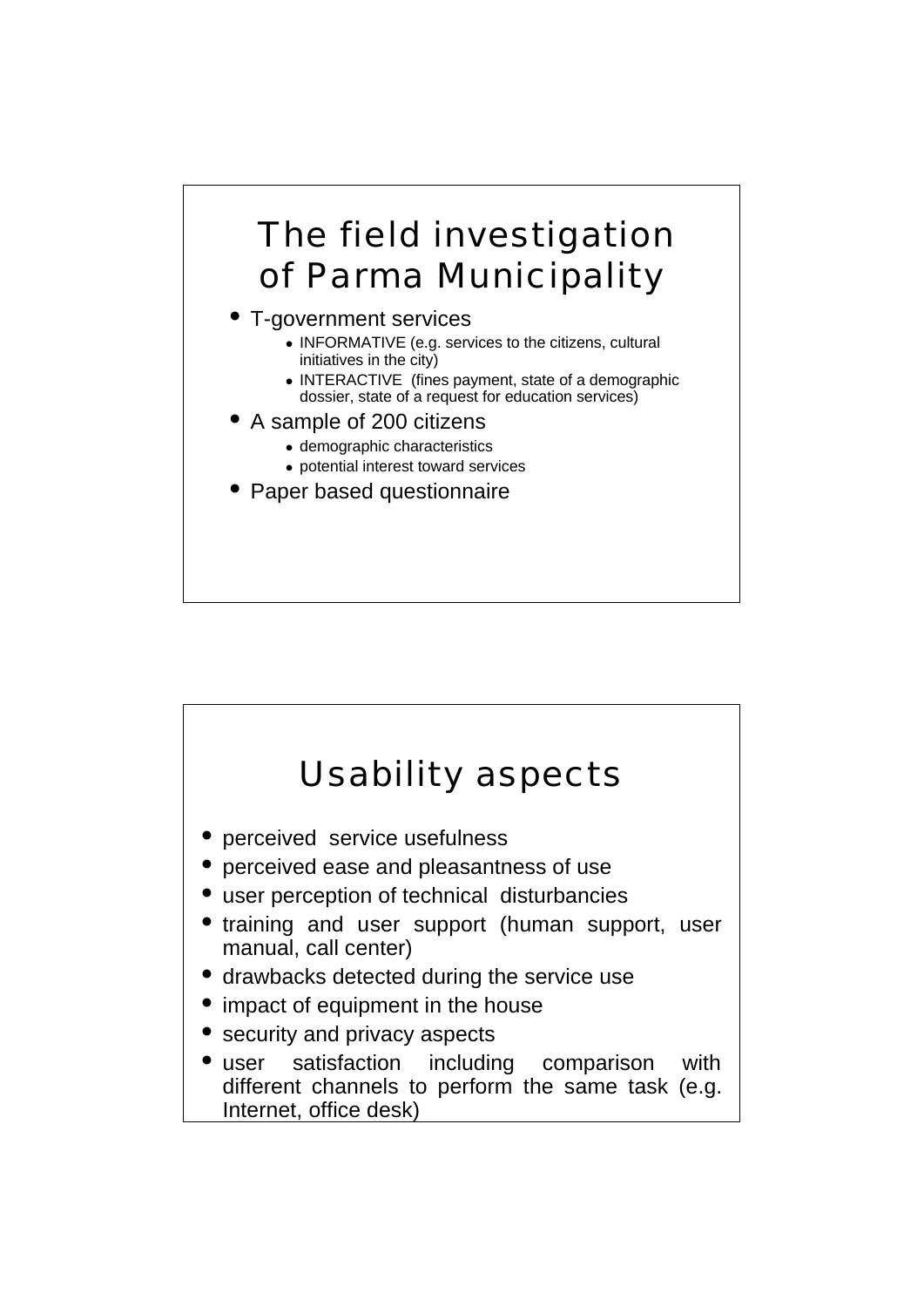## The field investigation of Parma Municipality

- T-government services
  - INFORMATIVE (e.g. services to the citizens, cultural initiatives in the city)
  - INTERACTIVE (fines payment, state of a demographic dossier, state of a request for education services)
- A sample of 200 citizens
  - demographic characteristics
  - potential interest toward services
- Paper based questionnaire

## Usability aspects

- perceived service usefulness
- perceived ease and pleasantness of use
- user perception of technical disturbancies
- training and user support (human support, user manual, call center)
- drawbacks detected during the service use
- impact of equipment in the house
- security and privacy aspects
- user satisfaction including comparison with different channels to perform the same task (e.g. Internet, office desk)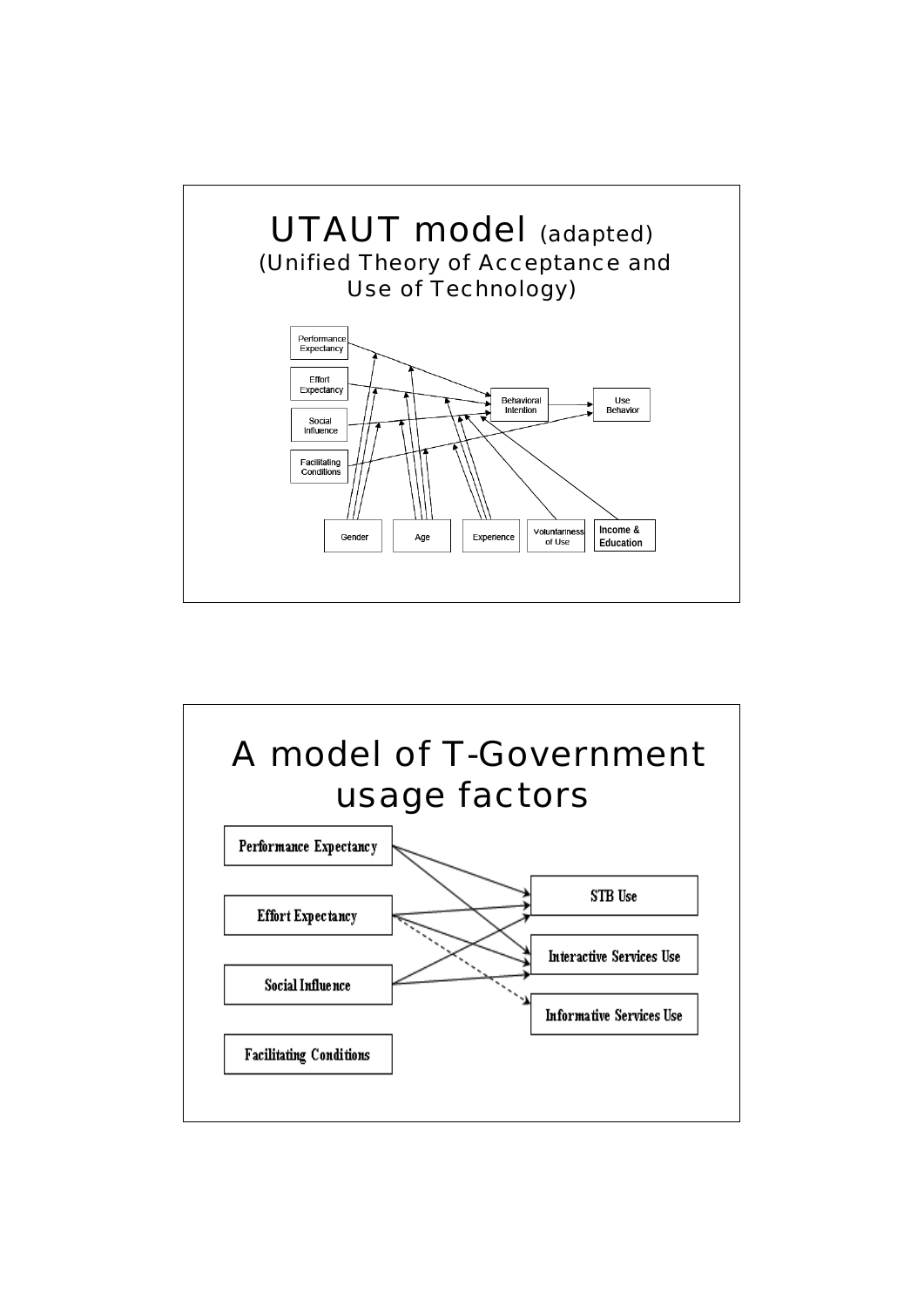# UTAUT model (adapted)

(Unified Theory of Acceptance and Use of Technology)

Performance Expectancy

Effort Expectancy

Social Influence

Facilitating Conditions

Behavioral Intention

Use Behavior

Gender

Age

Experience

Voluntariness of Use

Income & Education

# A model of T-Government usage factors

Performance Expectancy

Effort Expectancy

Social Influence

Facilitating Conditions

STB Use

Interactive Services Use

Informative Services Use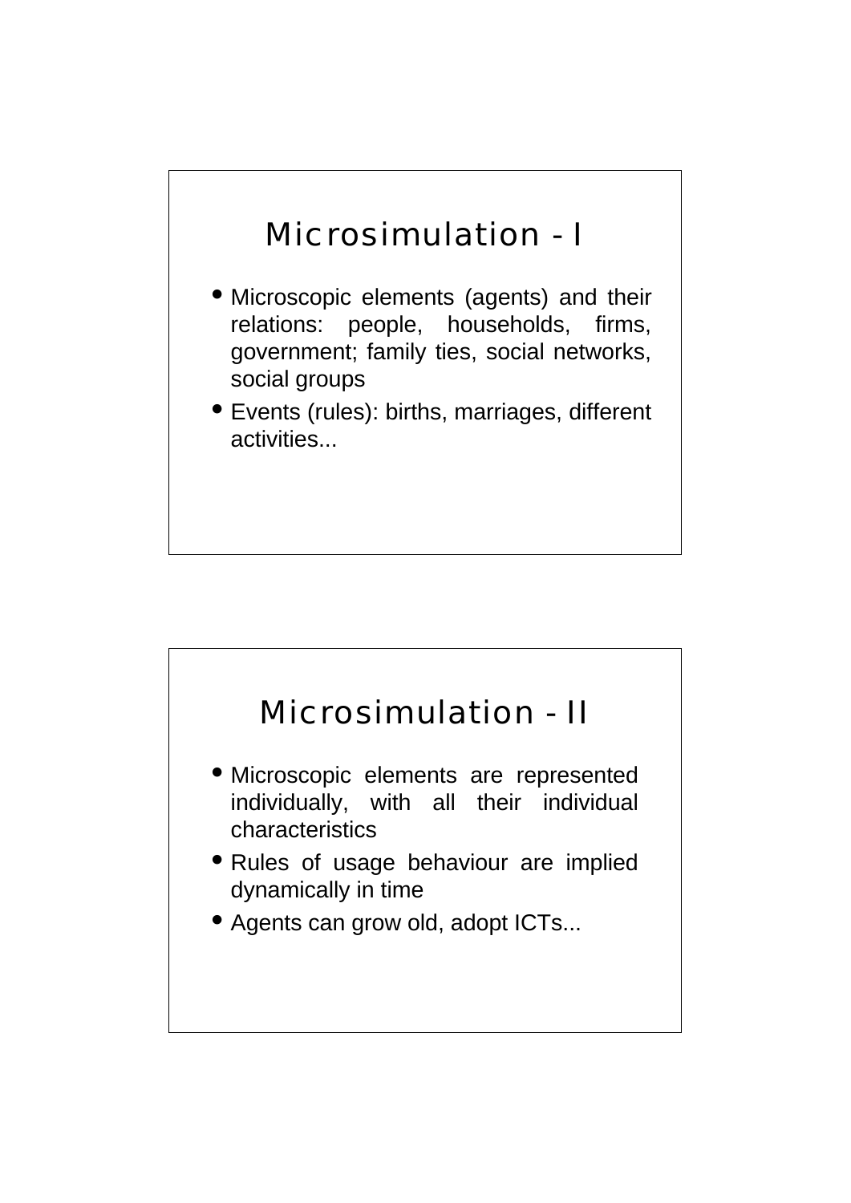# Microsimulation - I

- Microscopic elements (agents) and their relations: people, households, firms, government; family ties, social networks, social groups
- Events (rules): births, marriages, different activities...

# Microsimulation - II

- Microscopic elements are represented individually, with all their individual characteristics
- Rules of usage behaviour are implied dynamically in time
- Agents can grow old, adopt ICTs...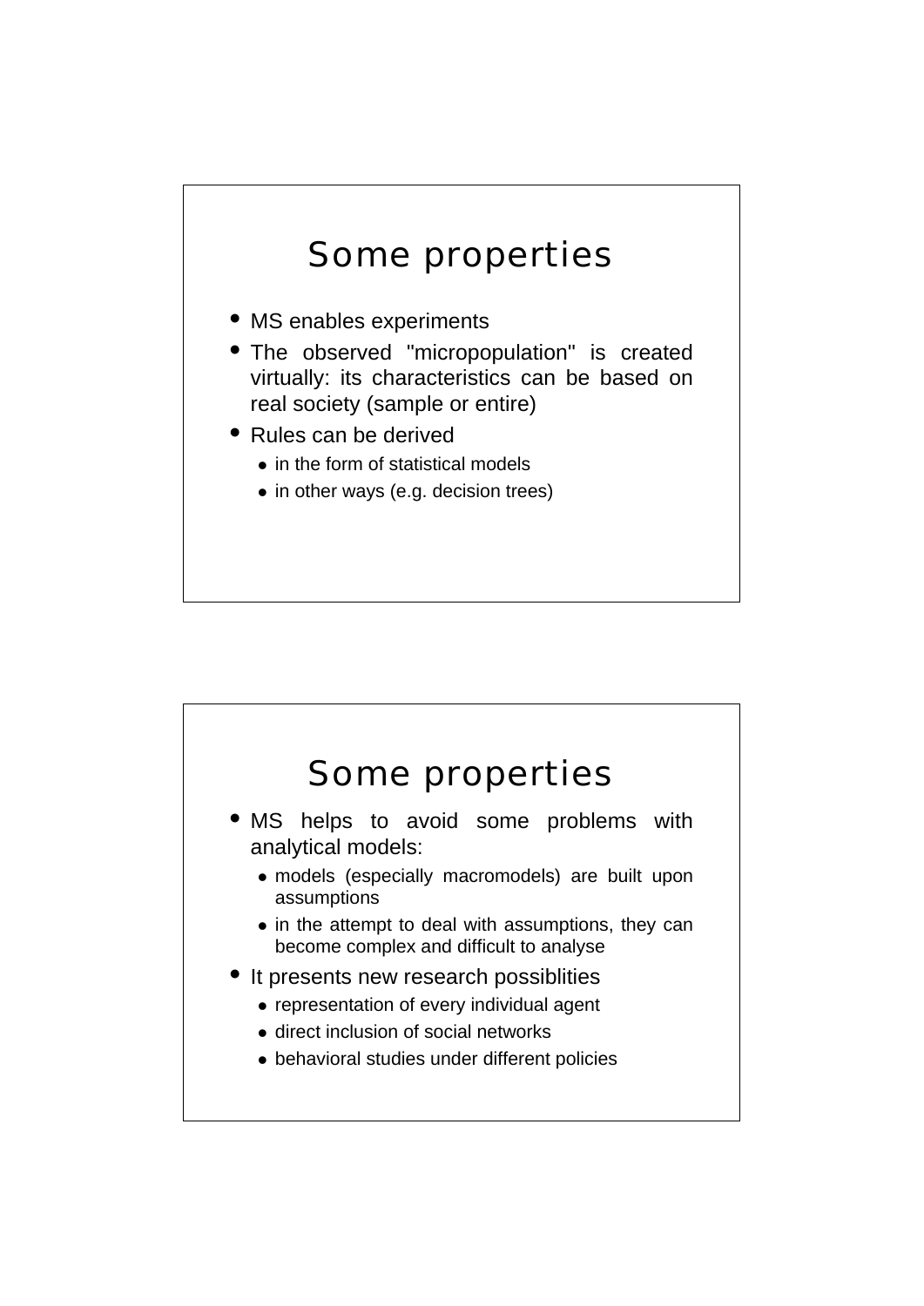## Some properties

- MS enables experiments
- The observed "micropopulation" is created virtually: its characteristics can be based on real society (sample or entire)
- Rules can be derived
  - in the form of statistical models
  - in other ways (e.g. decision trees)

## Some properties

- MS helps to avoid some problems with analytical models:
  - models (especially macromodels) are built upon assumptions
  - in the attempt to deal with assumptions, they can become complex and difficult to analyse
- It presents new research possiblities
  - representation of every individual agent
  - direct inclusion of social networks
  - behavioral studies under different policies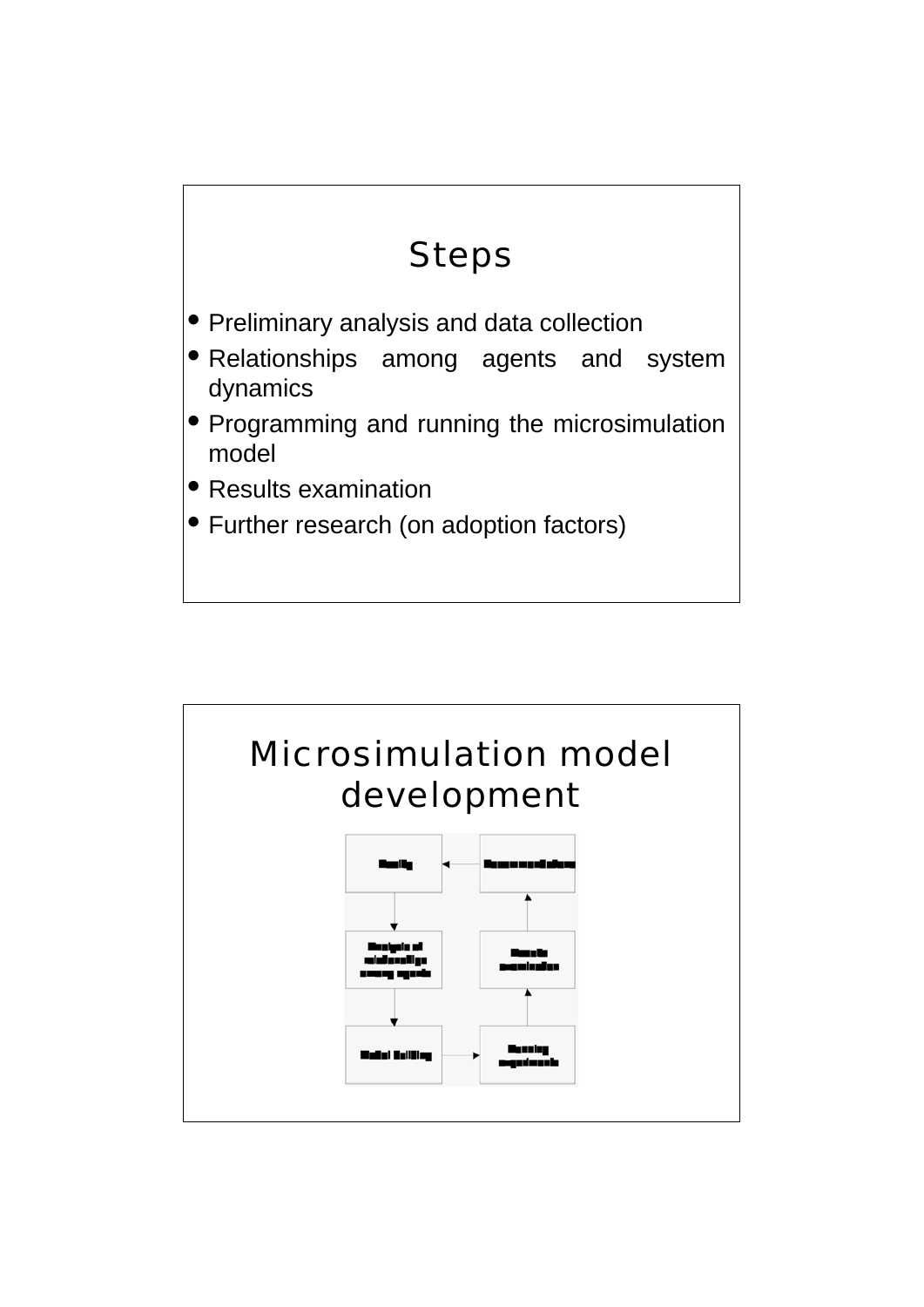## Steps

- Preliminary analysis and data collection
- Relationships among agents and system dynamics
- Programming and running the microsimulation model
- Results examination
- Further research (on adoption factors)

## Microsimulation model development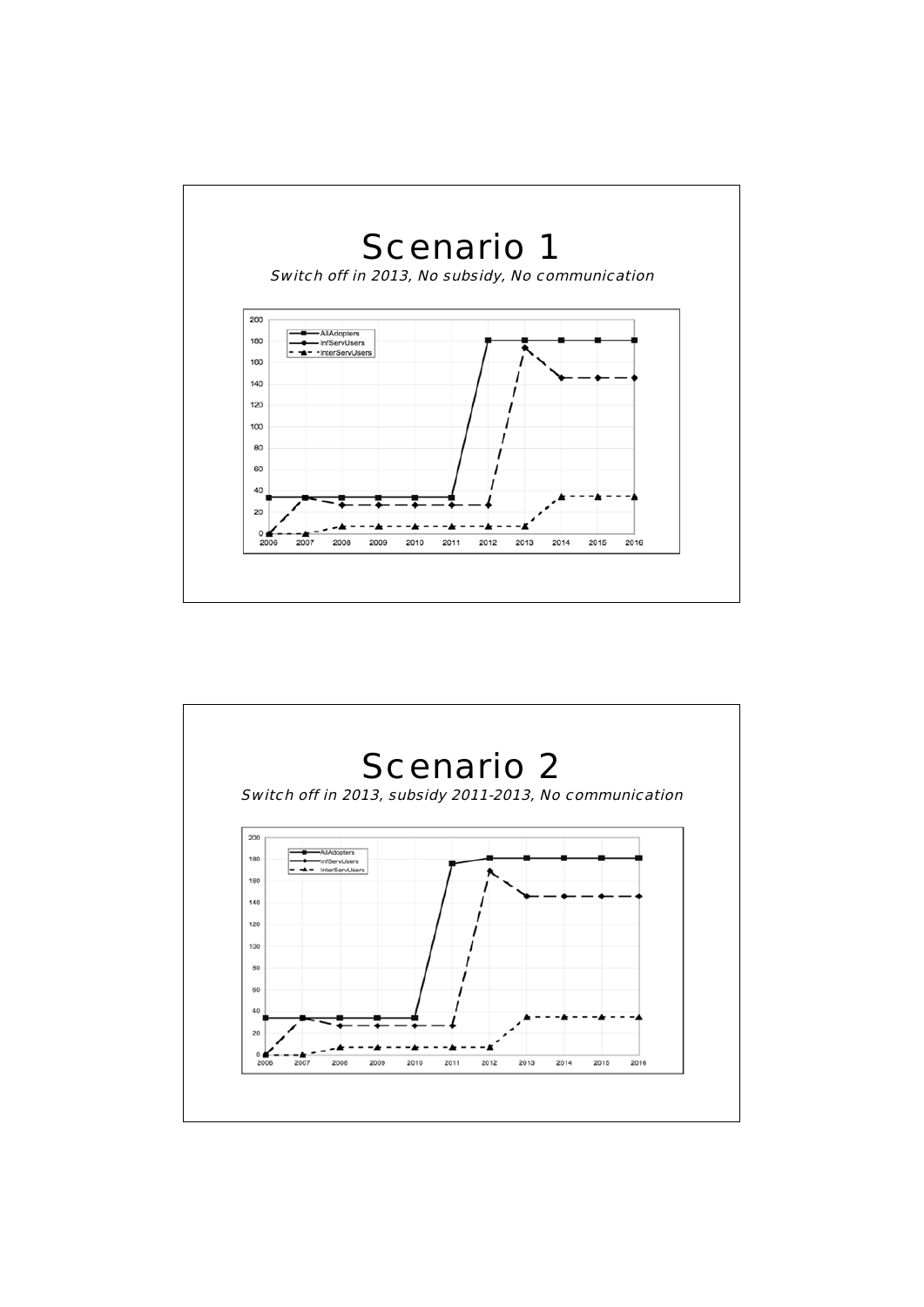# Scenario 1

*Switch off in 2013, No subsidy, No communication*

# Scenario 2

*Switch off in 2013, subsidy 2011-2013, No communication*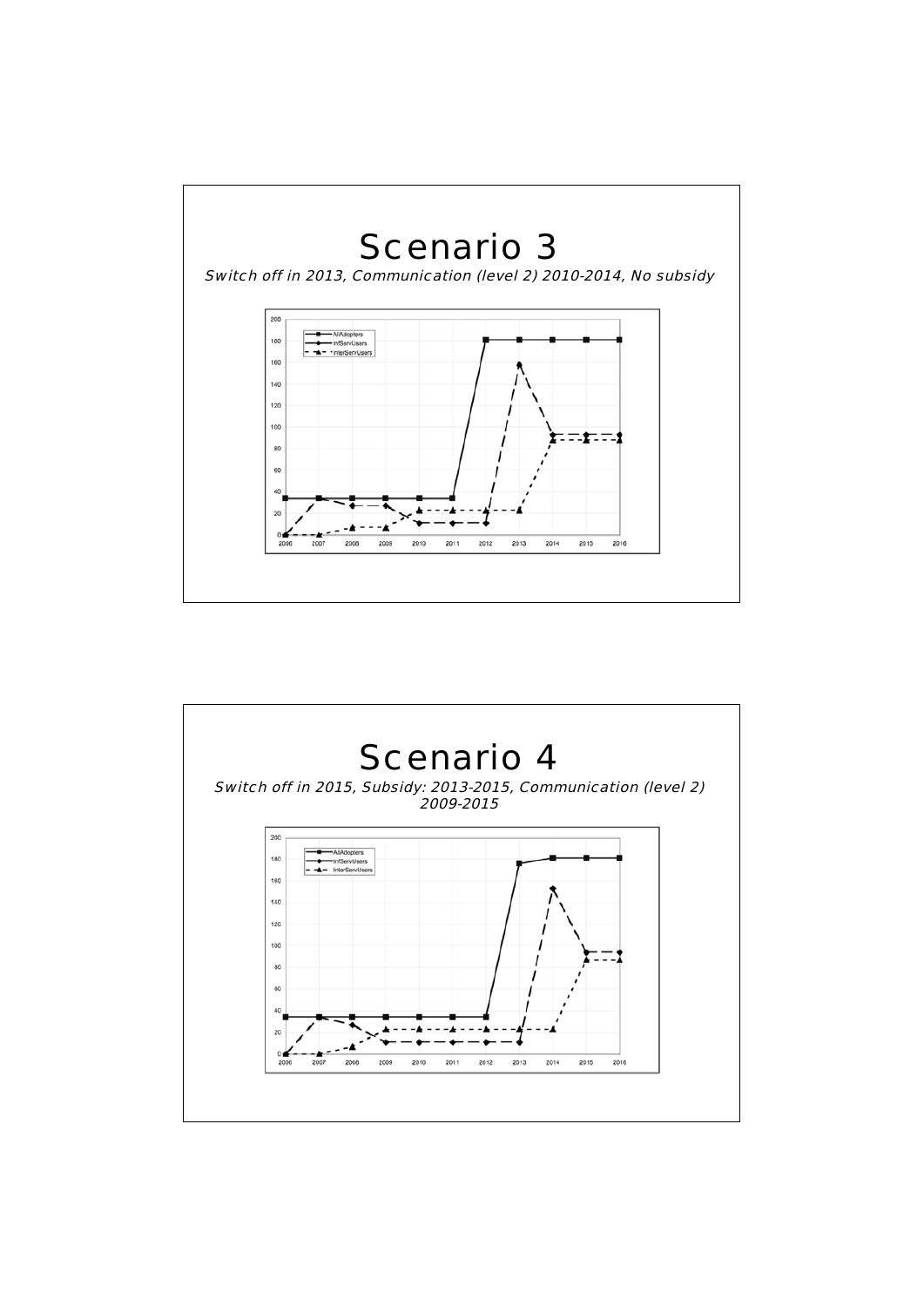# Scenario 3

*Switch off in 2013, Communication (level 2) 2010-2014, No subsidy*

# Scenario 4

*Switch off in 2015, Subsidy: 2013-2015, Communication (level 2) 2009-2015*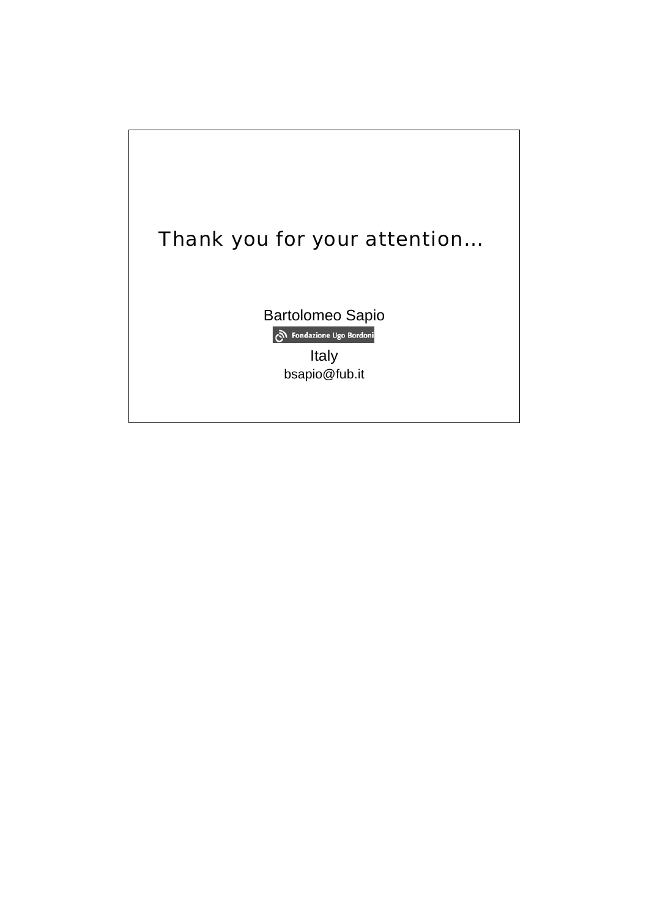Thank you for your attention…

Bartolomeo Sapio

Fondazione Ugo Bordoni

Italy

bsapio@fub.it